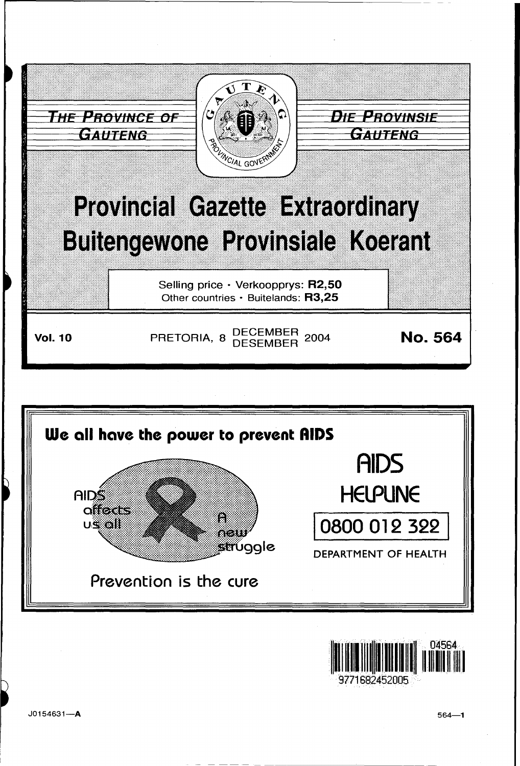THE PROVINCE OF GAUTENG

DIE PROVINSIE GAUTENG

# Provincial Gazette Extraordinary
# Buitengewone Provinsiale Koerant

Selling price · Verkoopprys: **R2,50**
Other countries · Buitelands: **R3,25**

**Vol. 10** PRETORIA, 8 DECEMBER / DESEMBER 2004 **No. 564**

**We all have the power to prevent AIDS**

AIDS affects us all

A new struggle

Prevention is the cure

AIDS HELPLINE

0800 012 322

DEPARTMENT OF HEALTH

J0154631—A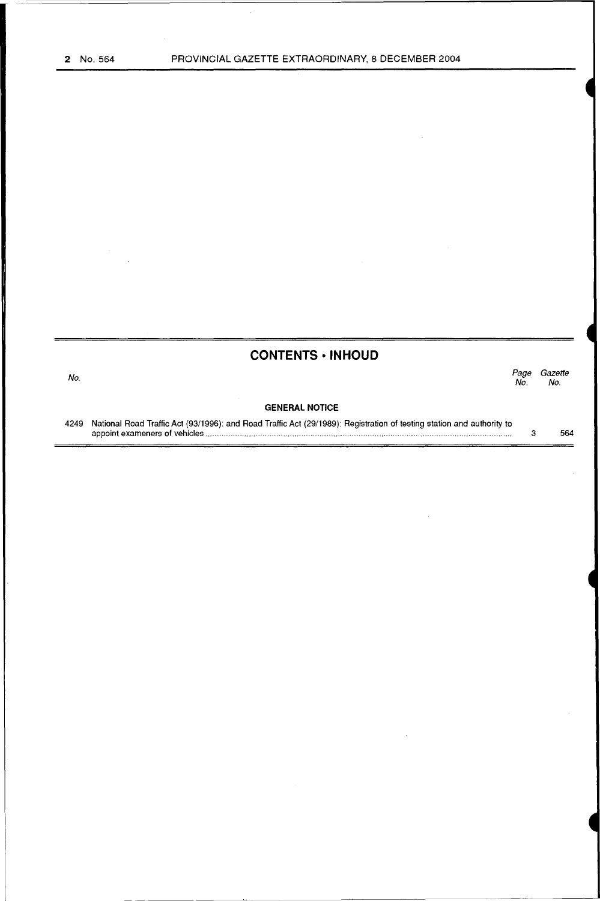## CONTENTS • INHOUD

| No. | | Page No. | Gazette No. |
|---|---|---|---|
| | **GENERAL NOTICE** | | |
| 4249 | National Road Traffic Act (93/1996): and Road Traffic Act (29/1989): Registration of testing station and authority to appoint exameners of vehicles | 3 | 564 |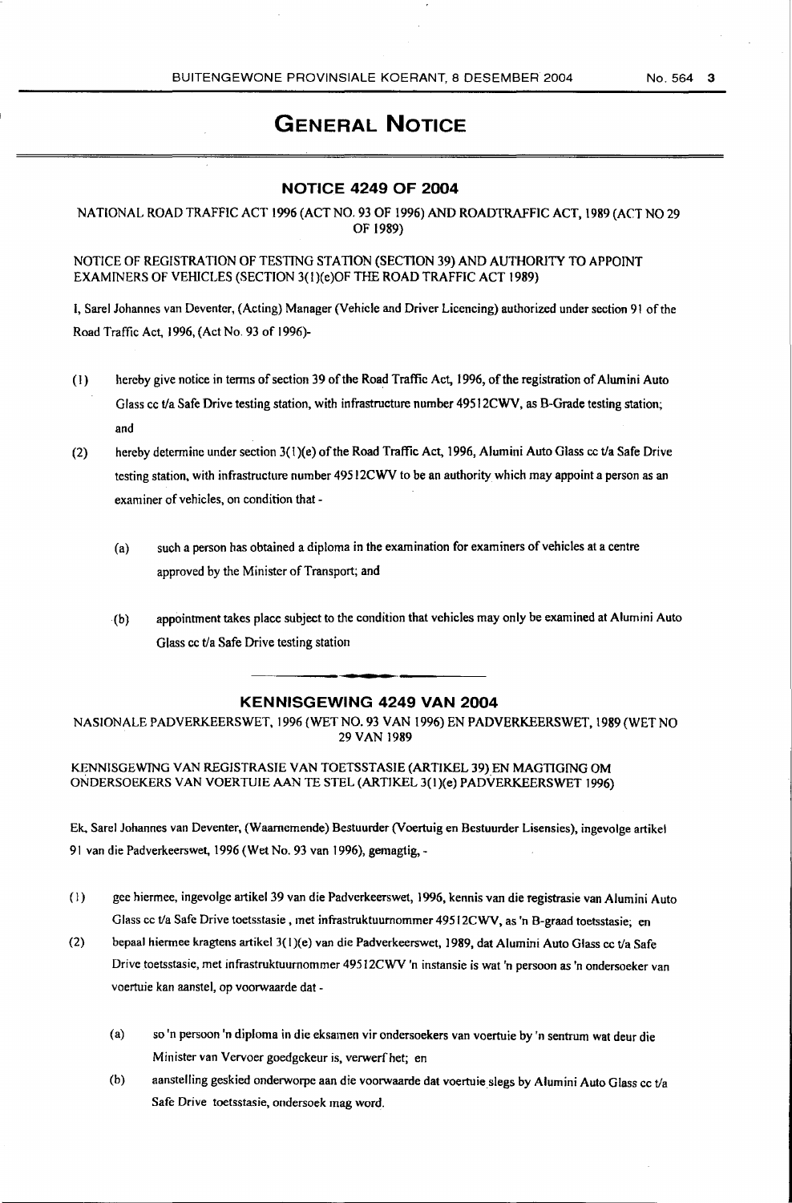# GENERAL NOTICE

## NOTICE 4249 OF 2004

NATIONAL ROAD TRAFFIC ACT 1996 (ACT NO. 93 OF 1996) AND ROADTRAFFIC ACT, 1989 (ACT NO 29 OF 1989)

NOTICE OF REGISTRATION OF TESTING STATION (SECTION 39) AND AUTHORITY TO APPOINT EXAMINERS OF VEHICLES (SECTION 3(1)(e)OF THE ROAD TRAFFIC ACT 1989)

I, Sarel Johannes van Deventer, (Acting) Manager (Vehicle and Driver Licencing) authorized under section 91 of the Road Traffic Act, 1996, (Act No. 93 of 1996)-

(1) hereby give notice in terms of section 39 of the Road Traffic Act, 1996, of the registration of Alumini Auto Glass cc t/a Safe Drive testing station, with infrastructure number 49512CWV, as B-Grade testing station; and

(2) hereby determine under section 3(1)(e) of the Road Traffic Act, 1996, Alumini Auto Glass cc t/a Safe Drive testing station, with infrastructure number 49512CWV to be an authority which may appoint a person as an examiner of vehicles, on condition that -

(a) such a person has obtained a diploma in the examination for examiners of vehicles at a centre approved by the Minister of Transport; and

(b) appointment takes place subject to the condition that vehicles may only be examined at Alumini Auto Glass cc t/a Safe Drive testing station

---

## KENNISGEWING 4249 VAN 2004

NASIONALE PADVERKEERSWET, 1996 (WET NO. 93 VAN 1996) EN PADVERKEERSWET, 1989 (WET NO 29 VAN 1989

KENNISGEWING VAN REGISTRASIE VAN TOETSSTASIE (ARTIKEL 39) EN MAGTIGING OM ONDERSOEKERS VAN VOERTUIE AAN TE STEL (ARTIKEL 3(1)(e) PADVERKEERSWET 1996)

Ek, Sarel Johannes van Deventer, (Waarnemende) Bestuurder (Voertuig en Bestuurder Lisensies), ingevolge artikel 91 van die Padverkeerswet, 1996 (Wet No. 93 van 1996), gemagtig, -

(1) gee hiermee, ingevolge artikel 39 van die Padverkeerswet, 1996, kennis van die registrasie van Alumini Auto Glass cc t/a Safe Drive toetsstasie , met infrastruktuurnommer 49512CWV, as 'n B-graad toetsstasie; en

(2) bepaal hiermee kragtens artikel 3(1)(e) van die Padverkeerswet, 1989, dat Alumini Auto Glass cc t/a Safe Drive toetsstasie, met infrastruktuurnommer 49512CWV 'n instansie is wat 'n persoon as 'n ondersoeker van voertuie kan aanstel, op voorwaarde dat -

(a) so 'n persoon 'n diploma in die eksamen vir ondersoekers van voertuie by 'n sentrum wat deur die Minister van Vervoer goedgekeur is, verwerf het; en

(b) aanstelling geskied onderworpe aan die voorwaarde dat voertuie slegs by Alumini Auto Glass cc t/a Safe Drive toetsstasie, ondersoek mag word.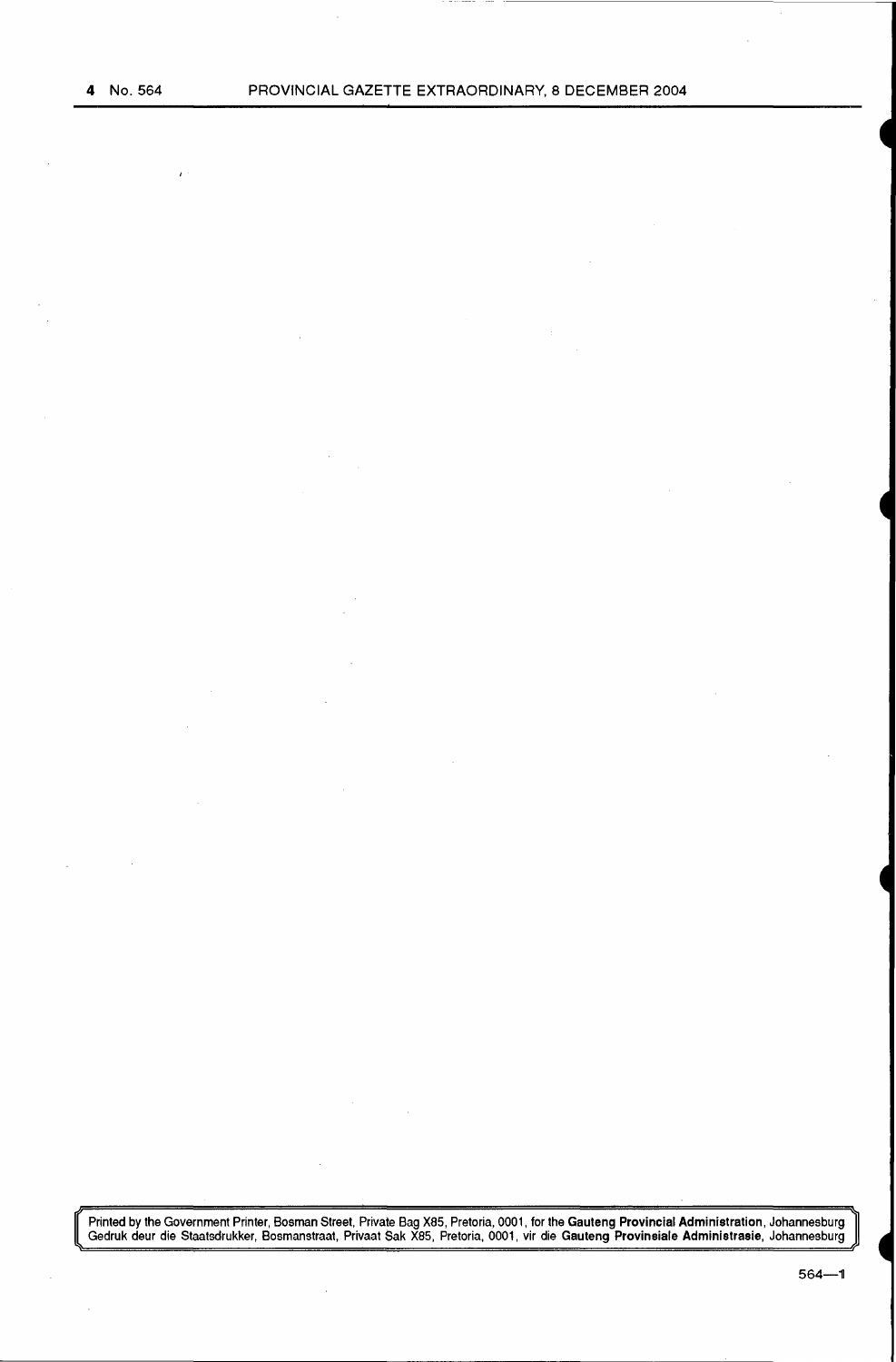Printed by the Government Printer, Bosman Street, Private Bag X85, Pretoria, 0001, for the **Gauteng Provincial Administration**, Johannesburg
Gedruk deur die Staatsdrukker, Bosmanstraat, Privaat Sak X85, Pretoria, 0001, vir die **Gauteng Provinsiale Administrasie**, Johannesburg

564—1